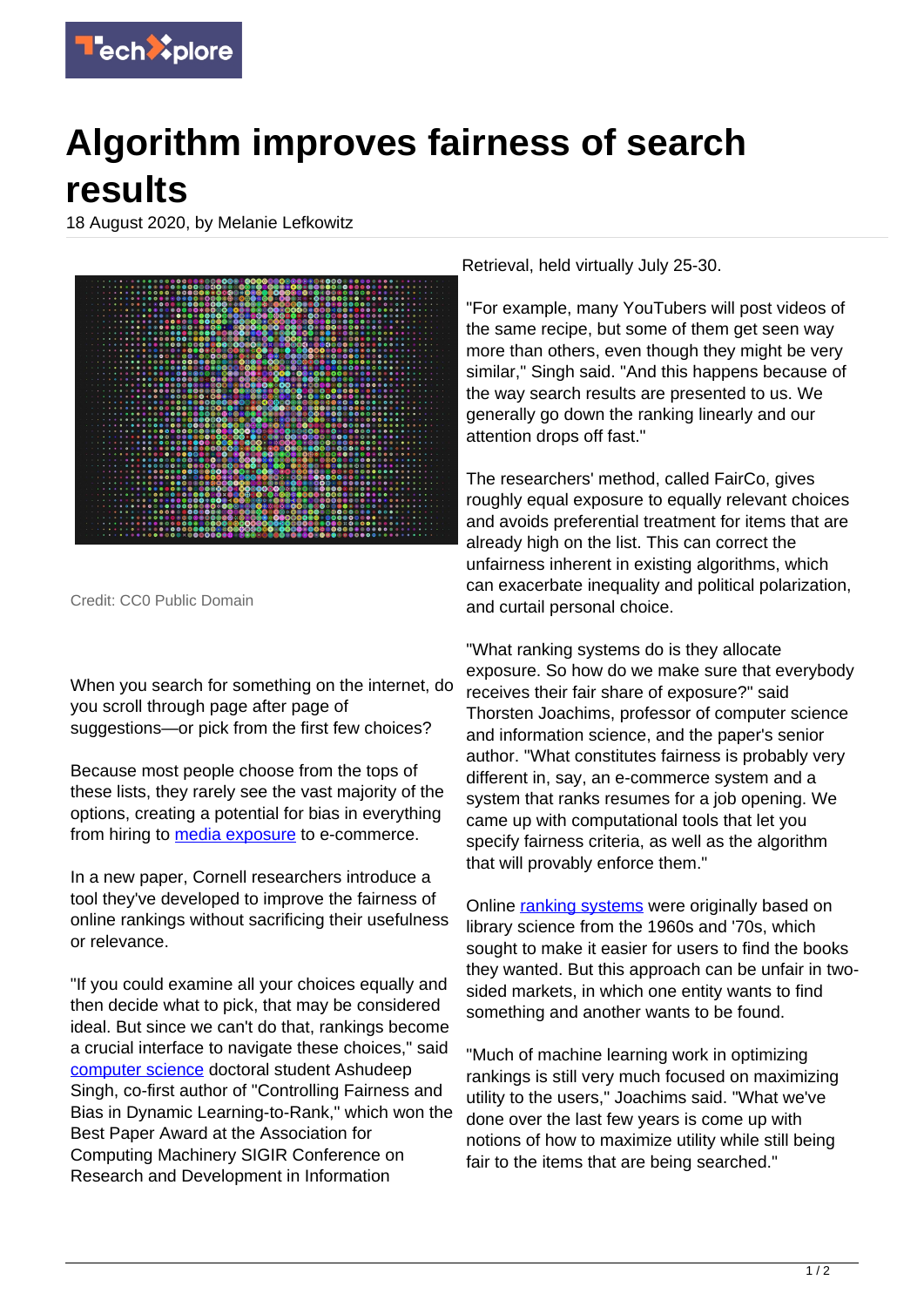# Algorithm improves fairness of search results

18 August 2020, by Melanie Lefkowitz

Credit: CC0 Public Domain

When you search for something on the internet, do you scroll through page after page of suggestions—or pick from the first few choices?

Because most people choose from the tops of these lists, they rarely see the vast majority of the options, creating a potential for bias in everything from hiring to media exposure to e-commerce.

In a new paper, Cornell researchers introduce a tool they've developed to improve the fairness of online rankings without sacrificing their usefulness or relevance.

"If you could examine all your choices equally and then decide what to pick, that may be considered ideal. But since we can't do that, rankings become a crucial interface to navigate these choices," said computer science doctoral student Ashudeep Singh, co-first author of "Controlling Fairness and Bias in Dynamic Learning-to-Rank," which won the Best Paper Award at the Association for Computing Machinery SIGIR Conference on Research and Development in Information Retrieval, held virtually July 25-30.

"For example, many YouTubers will post videos of the same recipe, but some of them get seen way more than others, even though they might be very similar," Singh said. "And this happens because of the way search results are presented to us. We generally go down the ranking linearly and our attention drops off fast."

The researchers' method, called FairCo, gives roughly equal exposure to equally relevant choices and avoids preferential treatment for items that are already high on the list. This can correct the unfairness inherent in existing algorithms, which can exacerbate inequality and political polarization, and curtail personal choice.

"What ranking systems do is they allocate exposure. So how do we make sure that everybody receives their fair share of exposure?" said Thorsten Joachims, professor of computer science and information science, and the paper's senior author. "What constitutes fairness is probably very different in, say, an e-commerce system and a system that ranks resumes for a job opening. We came up with computational tools that let you specify fairness criteria, as well as the algorithm that will provably enforce them."

Online ranking systems were originally based on library science from the 1960s and '70s, which sought to make it easier for users to find the books they wanted. But this approach can be unfair in two-sided markets, in which one entity wants to find something and another wants to be found.

"Much of machine learning work in optimizing rankings is still very much focused on maximizing utility to the users," Joachims said. "What we've done over the last few years is come up with notions of how to maximize utility while still being fair to the items that are being searched."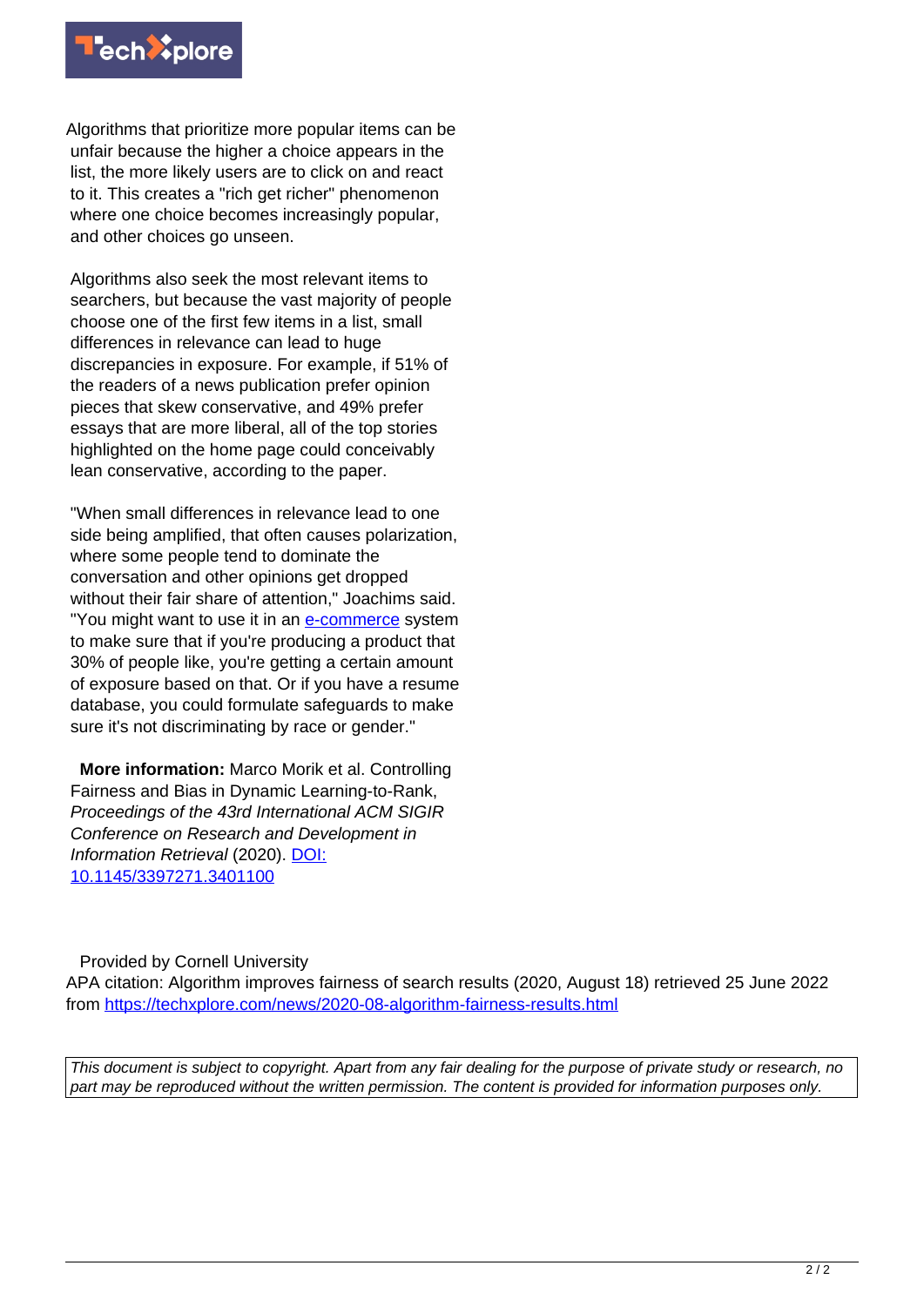Algorithms that prioritize more popular items can be unfair because the higher a choice appears in the list, the more likely users are to click on and react to it. This creates a "rich get richer" phenomenon where one choice becomes increasingly popular, and other choices go unseen.

Algorithms also seek the most relevant items to searchers, but because the vast majority of people choose one of the first few items in a list, small differences in relevance can lead to huge discrepancies in exposure. For example, if 51% of the readers of a news publication prefer opinion pieces that skew conservative, and 49% prefer essays that are more liberal, all of the top stories highlighted on the home page could conceivably lean conservative, according to the paper.

"When small differences in relevance lead to one side being amplified, that often causes polarization, where some people tend to dominate the conversation and other opinions get dropped without their fair share of attention," Joachims said. "You might want to use it in an e-commerce system to make sure that if you're producing a product that 30% of people like, you're getting a certain amount of exposure based on that. Or if you have a resume database, you could formulate safeguards to make sure it's not discriminating by race or gender."

**More information:** Marco Morik et al. Controlling Fairness and Bias in Dynamic Learning-to-Rank, *Proceedings of the 43rd International ACM SIGIR Conference on Research and Development in Information Retrieval* (2020). DOI: 10.1145/3397271.3401100

Provided by Cornell University

APA citation: Algorithm improves fairness of search results (2020, August 18) retrieved 25 June 2022 from https://techxplore.com/news/2020-08-algorithm-fairness-results.html

*This document is subject to copyright. Apart from any fair dealing for the purpose of private study or research, no part may be reproduced without the written permission. The content is provided for information purposes only.*